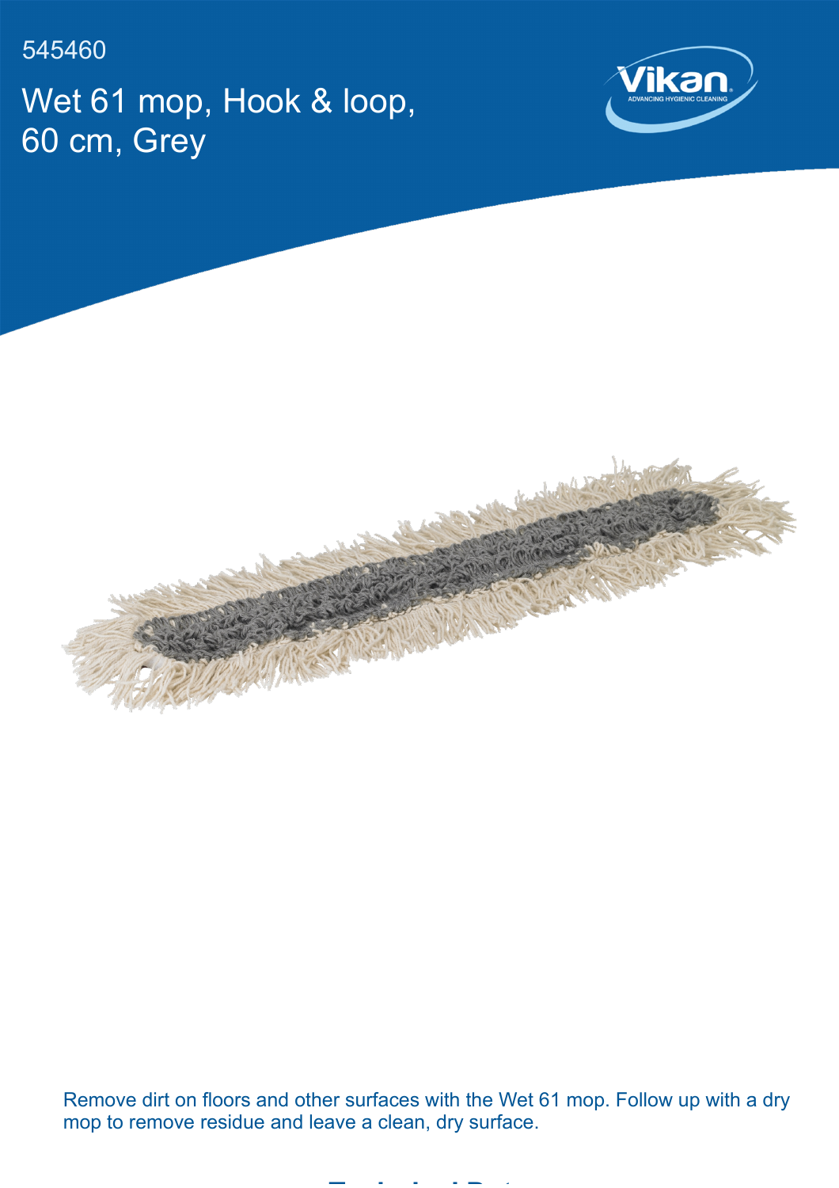545460

# Wet 61 mop, Hook & loop, 60 cm, Grey

Remove dirt on floors and other surfaces with the Wet 61 mop. Follow up with a dry mop to remove residue and leave a clean, dry surface.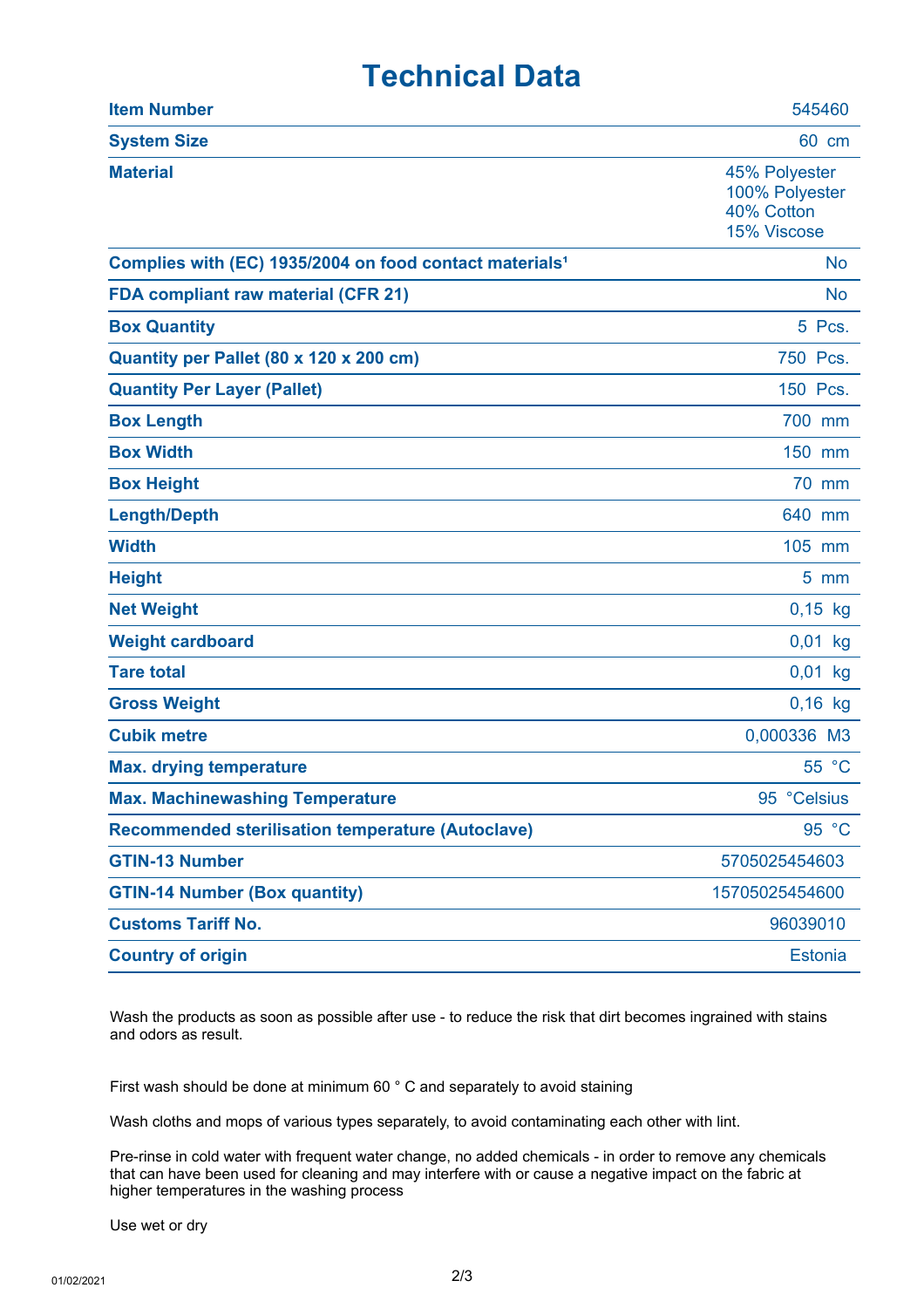# Technical Data

| | |
|---|---|
| **Item Number** | 545460 |
| **System Size** | 60 cm |
| **Material** | 45% Polyester<br>100% Polyester<br>40% Cotton<br>15% Viscose |
| **Complies with (EC) 1935/2004 on food contact materials[1]** | No |
| **FDA compliant raw material (CFR 21)** | No |
| **Box Quantity** | 5 Pcs. |
| **Quantity per Pallet (80 x 120 x 200 cm)** | 750 Pcs. |
| **Quantity Per Layer (Pallet)** | 150 Pcs. |
| **Box Length** | 700 mm |
| **Box Width** | 150 mm |
| **Box Height** | 70 mm |
| **Length/Depth** | 640 mm |
| **Width** | 105 mm |
| **Height** | 5 mm |
| **Net Weight** | 0,15 kg |
| **Weight cardboard** | 0,01 kg |
| **Tare total** | 0,01 kg |
| **Gross Weight** | 0,16 kg |
| **Cubik metre** | 0,000336 M3 |
| **Max. drying temperature** | 55 °C |
| **Max. Machinewashing Temperature** | 95 °Celsius |
| **Recommended sterilisation temperature (Autoclave)** | 95 °C |
| **GTIN-13 Number** | 5705025454603 |
| **GTIN-14 Number (Box quantity)** | 15705025454600 |
| **Customs Tariff No.** | 96039010 |
| **Country of origin** | Estonia |

Wash the products as soon as possible after use - to reduce the risk that dirt becomes ingrained with stains and odors as result.

First wash should be done at minimum 60 ° C and separately to avoid staining

Wash cloths and mops of various types separately, to avoid contaminating each other with lint.

Pre-rinse in cold water with frequent water change, no added chemicals - in order to remove any chemicals that can have been used for cleaning and may interfere with or cause a negative impact on the fabric at higher temperatures in the washing process

Use wet or dry

01/02/2021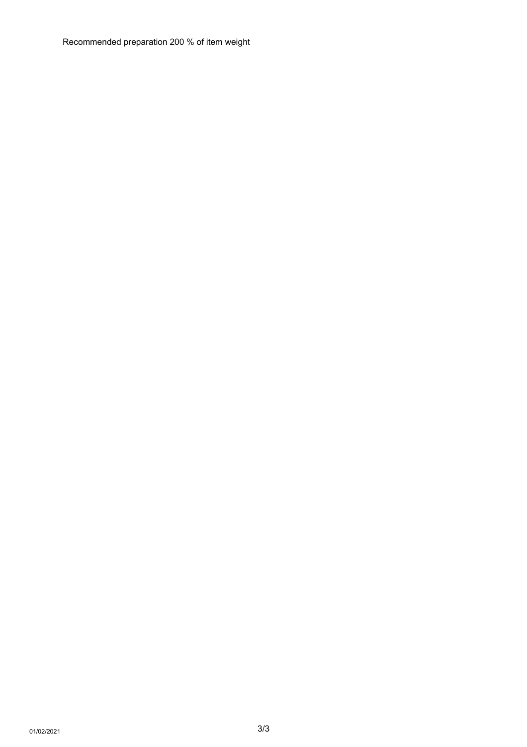Recommended preparation 200 % of item weight